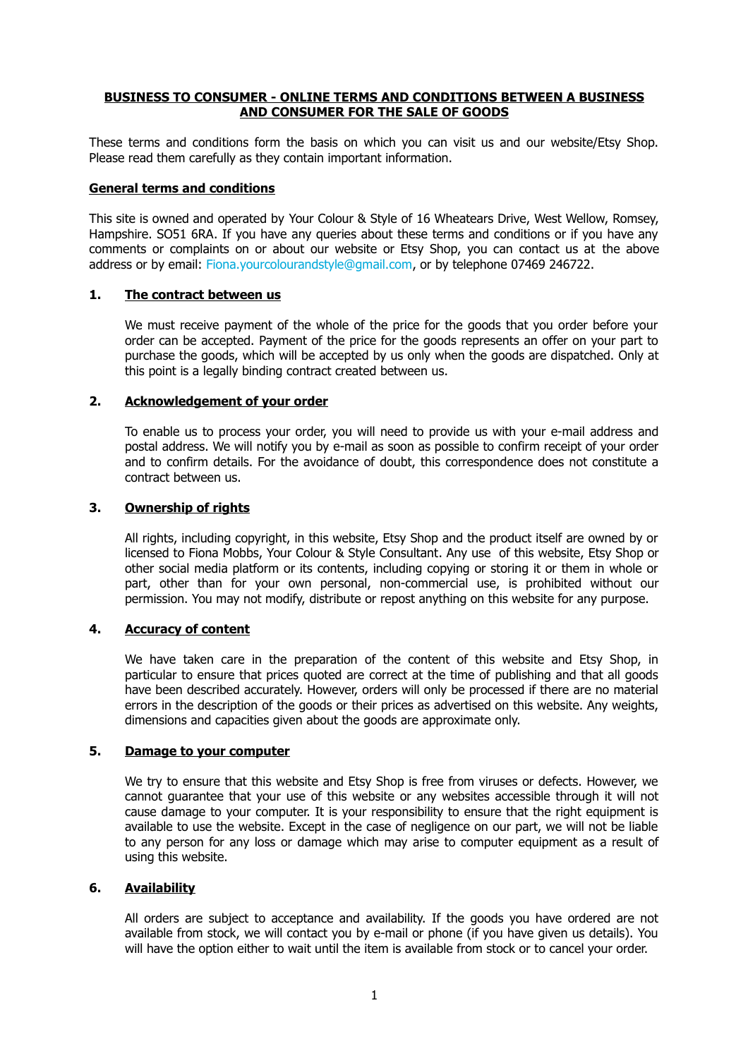**BUSINESS TO CONSUMER - ONLINE TERMS AND CONDITIONS BETWEEN A BUSINESS AND CONSUMER FOR THE SALE OF GOODS**

These terms and conditions form the basis on which you can visit us and our website/Etsy Shop. Please read them carefully as they contain important information.

**General terms and conditions**

This site is owned and operated by Your Colour & Style of 16 Wheatears Drive, West Wellow, Romsey, Hampshire. SO51 6RA. If you have any queries about these terms and conditions or if you have any comments or complaints on or about our website or Etsy Shop, you can contact us at the above address or by email: Fiona.yourcolourandstyle@gmail.com, or by telephone 07469 246722.

**1. The contract between us**

We must receive payment of the whole of the price for the goods that you order before your order can be accepted. Payment of the price for the goods represents an offer on your part to purchase the goods, which will be accepted by us only when the goods are dispatched. Only at this point is a legally binding contract created between us.

**2. Acknowledgement of your order**

To enable us to process your order, you will need to provide us with your e-mail address and postal address. We will notify you by e-mail as soon as possible to confirm receipt of your order and to confirm details. For the avoidance of doubt, this correspondence does not constitute a contract between us.

**3. Ownership of rights**

All rights, including copyright, in this website, Etsy Shop and the product itself are owned by or licensed to Fiona Mobbs, Your Colour & Style Consultant. Any use of this website, Etsy Shop or other social media platform or its contents, including copying or storing it or them in whole or part, other than for your own personal, non-commercial use, is prohibited without our permission. You may not modify, distribute or repost anything on this website for any purpose.

**4. Accuracy of content**

We have taken care in the preparation of the content of this website and Etsy Shop, in particular to ensure that prices quoted are correct at the time of publishing and that all goods have been described accurately. However, orders will only be processed if there are no material errors in the description of the goods or their prices as advertised on this website. Any weights, dimensions and capacities given about the goods are approximate only.

**5. Damage to your computer**

We try to ensure that this website and Etsy Shop is free from viruses or defects. However, we cannot guarantee that your use of this website or any websites accessible through it will not cause damage to your computer. It is your responsibility to ensure that the right equipment is available to use the website. Except in the case of negligence on our part, we will not be liable to any person for any loss or damage which may arise to computer equipment as a result of using this website.

**6. Availability**

All orders are subject to acceptance and availability. If the goods you have ordered are not available from stock, we will contact you by e-mail or phone (if you have given us details). You will have the option either to wait until the item is available from stock or to cancel your order.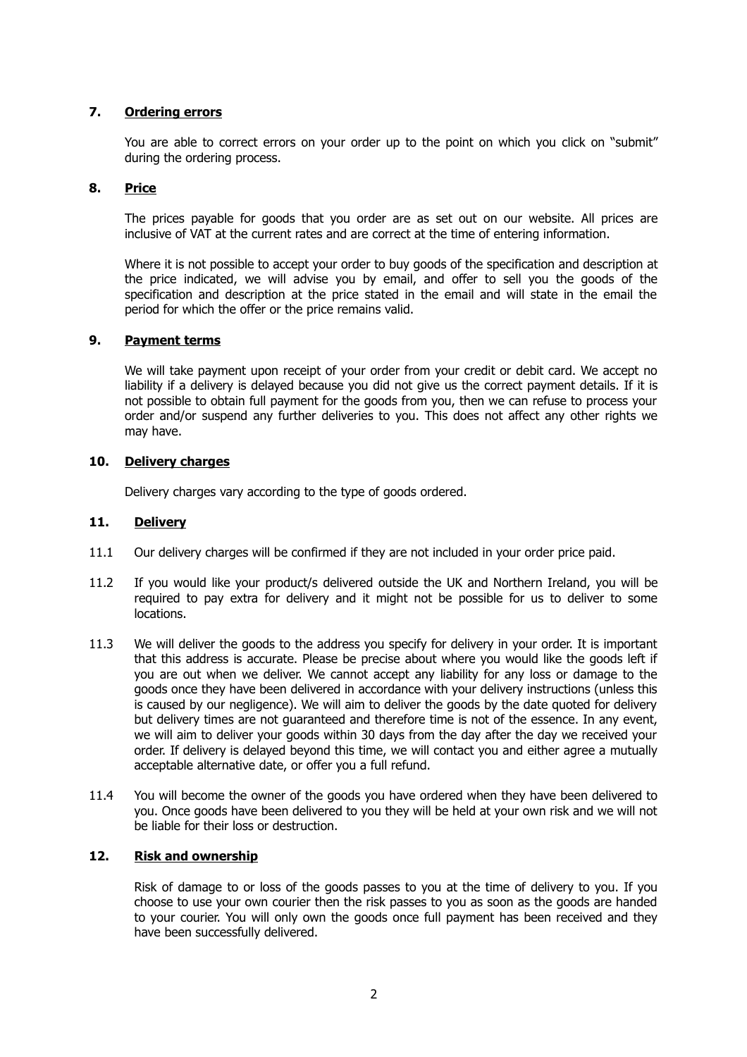## 7. Ordering errors

You are able to correct errors on your order up to the point on which you click on "submit" during the ordering process.

## 8. Price

The prices payable for goods that you order are as set out on our website. All prices are inclusive of VAT at the current rates and are correct at the time of entering information.

Where it is not possible to accept your order to buy goods of the specification and description at the price indicated, we will advise you by email, and offer to sell you the goods of the specification and description at the price stated in the email and will state in the email the period for which the offer or the price remains valid.

## 9. Payment terms

We will take payment upon receipt of your order from your credit or debit card. We accept no liability if a delivery is delayed because you did not give us the correct payment details. If it is not possible to obtain full payment for the goods from you, then we can refuse to process your order and/or suspend any further deliveries to you. This does not affect any other rights we may have.

## 10. Delivery charges

Delivery charges vary according to the type of goods ordered.

## 11. Delivery

11.1 Our delivery charges will be confirmed if they are not included in your order price paid.

11.2 If you would like your product/s delivered outside the UK and Northern Ireland, you will be required to pay extra for delivery and it might not be possible for us to deliver to some locations.

11.3 We will deliver the goods to the address you specify for delivery in your order. It is important that this address is accurate. Please be precise about where you would like the goods left if you are out when we deliver. We cannot accept any liability for any loss or damage to the goods once they have been delivered in accordance with your delivery instructions (unless this is caused by our negligence). We will aim to deliver the goods by the date quoted for delivery but delivery times are not guaranteed and therefore time is not of the essence. In any event, we will aim to deliver your goods within 30 days from the day after the day we received your order. If delivery is delayed beyond this time, we will contact you and either agree a mutually acceptable alternative date, or offer you a full refund.

11.4 You will become the owner of the goods you have ordered when they have been delivered to you. Once goods have been delivered to you they will be held at your own risk and we will not be liable for their loss or destruction.

## 12. Risk and ownership

Risk of damage to or loss of the goods passes to you at the time of delivery to you. If you choose to use your own courier then the risk passes to you as soon as the goods are handed to your courier. You will only own the goods once full payment has been received and they have been successfully delivered.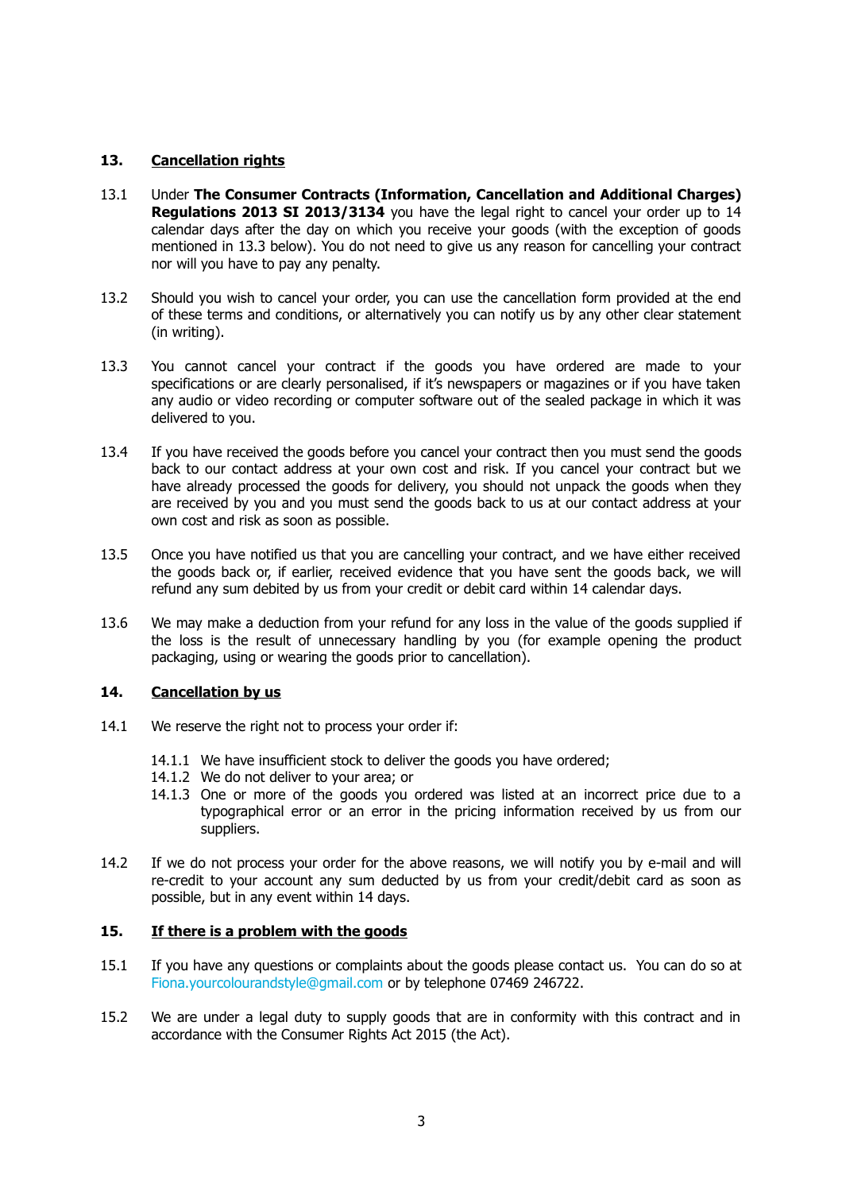## 13. Cancellation rights

13.1 Under **The Consumer Contracts (Information, Cancellation and Additional Charges) Regulations 2013 SI 2013/3134** you have the legal right to cancel your order up to 14 calendar days after the day on which you receive your goods (with the exception of goods mentioned in 13.3 below). You do not need to give us any reason for cancelling your contract nor will you have to pay any penalty.

13.2 Should you wish to cancel your order, you can use the cancellation form provided at the end of these terms and conditions, or alternatively you can notify us by any other clear statement (in writing).

13.3 You cannot cancel your contract if the goods you have ordered are made to your specifications or are clearly personalised, if it's newspapers or magazines or if you have taken any audio or video recording or computer software out of the sealed package in which it was delivered to you.

13.4 If you have received the goods before you cancel your contract then you must send the goods back to our contact address at your own cost and risk. If you cancel your contract but we have already processed the goods for delivery, you should not unpack the goods when they are received by you and you must send the goods back to us at our contact address at your own cost and risk as soon as possible.

13.5 Once you have notified us that you are cancelling your contract, and we have either received the goods back or, if earlier, received evidence that you have sent the goods back, we will refund any sum debited by us from your credit or debit card within 14 calendar days.

13.6 We may make a deduction from your refund for any loss in the value of the goods supplied if the loss is the result of unnecessary handling by you (for example opening the product packaging, using or wearing the goods prior to cancellation).

## 14. Cancellation by us

14.1 We reserve the right not to process your order if:

- 14.1.1 We have insufficient stock to deliver the goods you have ordered;
- 14.1.2 We do not deliver to your area; or
- 14.1.3 One or more of the goods you ordered was listed at an incorrect price due to a typographical error or an error in the pricing information received by us from our suppliers.

14.2 If we do not process your order for the above reasons, we will notify you by e-mail and will re-credit to your account any sum deducted by us from your credit/debit card as soon as possible, but in any event within 14 days.

## 15. If there is a problem with the goods

15.1 If you have any questions or complaints about the goods please contact us. You can do so at Fiona.yourcolourandstyle@gmail.com or by telephone 07469 246722.

15.2 We are under a legal duty to supply goods that are in conformity with this contract and in accordance with the Consumer Rights Act 2015 (the Act).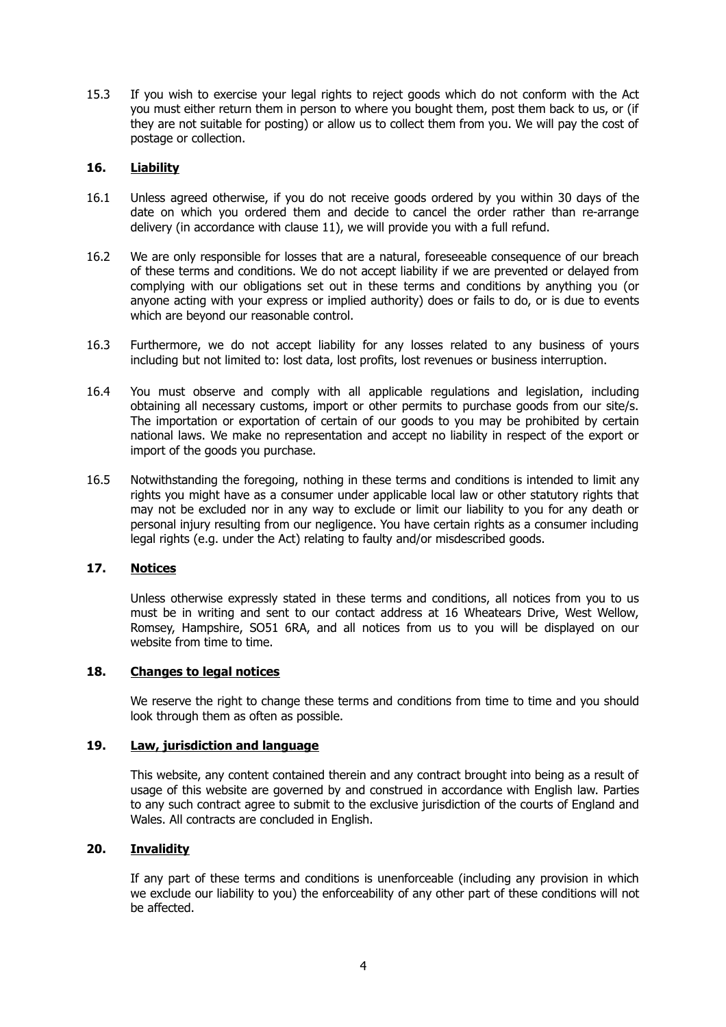15.3 If you wish to exercise your legal rights to reject goods which do not conform with the Act you must either return them in person to where you bought them, post them back to us, or (if they are not suitable for posting) or allow us to collect them from you. We will pay the cost of postage or collection.

## 16. <u>Liability</u>

16.1 Unless agreed otherwise, if you do not receive goods ordered by you within 30 days of the date on which you ordered them and decide to cancel the order rather than re-arrange delivery (in accordance with clause 11), we will provide you with a full refund.

16.2 We are only responsible for losses that are a natural, foreseeable consequence of our breach of these terms and conditions. We do not accept liability if we are prevented or delayed from complying with our obligations set out in these terms and conditions by anything you (or anyone acting with your express or implied authority) does or fails to do, or is due to events which are beyond our reasonable control.

16.3 Furthermore, we do not accept liability for any losses related to any business of yours including but not limited to: lost data, lost profits, lost revenues or business interruption.

16.4 You must observe and comply with all applicable regulations and legislation, including obtaining all necessary customs, import or other permits to purchase goods from our site/s. The importation or exportation of certain of our goods to you may be prohibited by certain national laws. We make no representation and accept no liability in respect of the export or import of the goods you purchase.

16.5 Notwithstanding the foregoing, nothing in these terms and conditions is intended to limit any rights you might have as a consumer under applicable local law or other statutory rights that may not be excluded nor in any way to exclude or limit our liability to you for any death or personal injury resulting from our negligence. You have certain rights as a consumer including legal rights (e.g. under the Act) relating to faulty and/or misdescribed goods.

## 17. <u>Notices</u>

Unless otherwise expressly stated in these terms and conditions, all notices from you to us must be in writing and sent to our contact address at 16 Wheatears Drive, West Wellow, Romsey, Hampshire, SO51 6RA, and all notices from us to you will be displayed on our website from time to time.

## 18. <u>Changes to legal notices</u>

We reserve the right to change these terms and conditions from time to time and you should look through them as often as possible.

## 19. <u>Law, jurisdiction and language</u>

This website, any content contained therein and any contract brought into being as a result of usage of this website are governed by and construed in accordance with English law. Parties to any such contract agree to submit to the exclusive jurisdiction of the courts of England and Wales. All contracts are concluded in English.

## 20. <u>Invalidity</u>

If any part of these terms and conditions is unenforceable (including any provision in which we exclude our liability to you) the enforceability of any other part of these conditions will not be affected.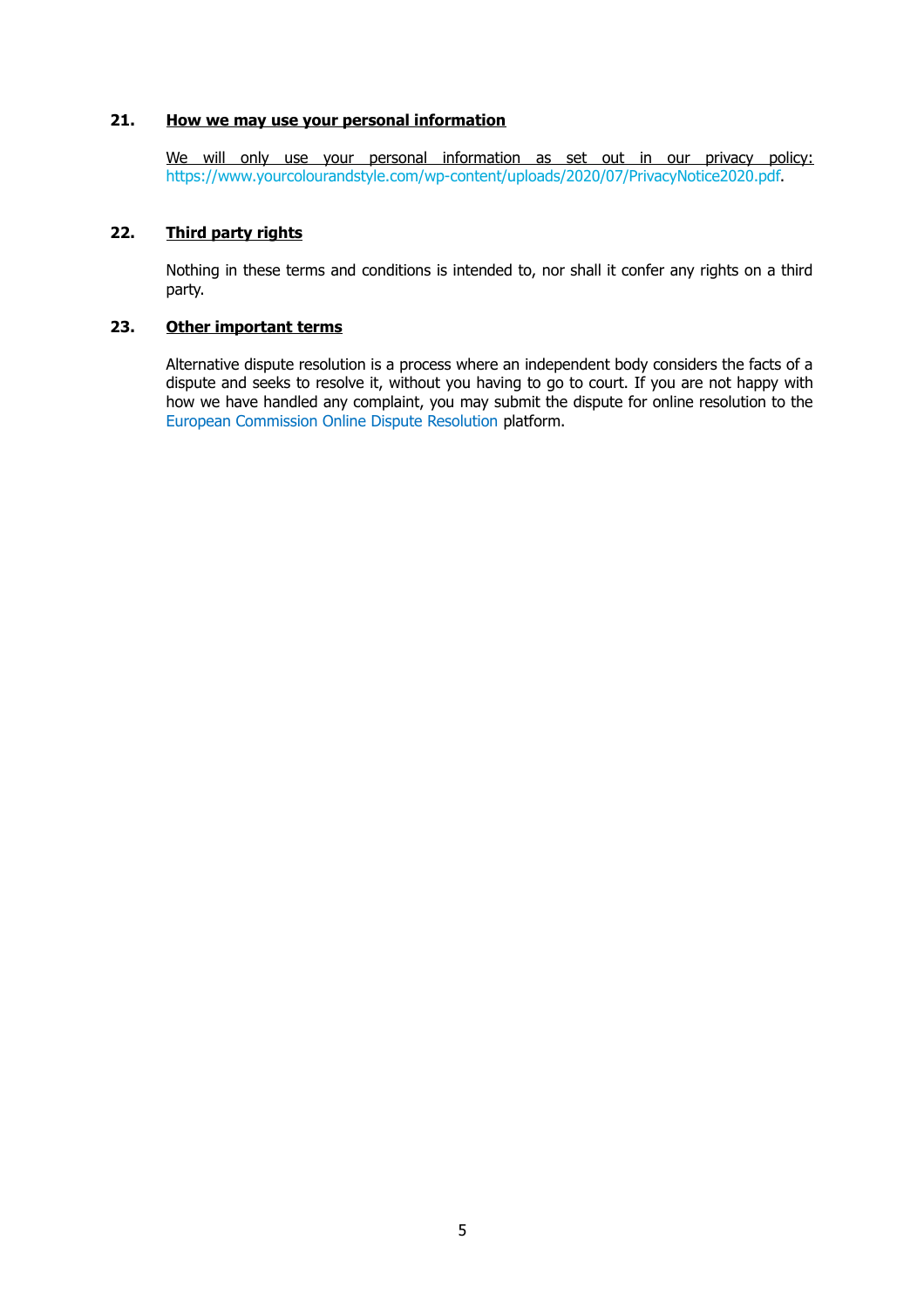## 21. How we may use your personal information

We will only use your personal information as set out in our privacy policy: https://www.yourcolourandstyle.com/wp-content/uploads/2020/07/PrivacyNotice2020.pdf.

## 22. Third party rights

Nothing in these terms and conditions is intended to, nor shall it confer any rights on a third party.

## 23. Other important terms

Alternative dispute resolution is a process where an independent body considers the facts of a dispute and seeks to resolve it, without you having to go to court. If you are not happy with how we have handled any complaint, you may submit the dispute for online resolution to the European Commission Online Dispute Resolution platform.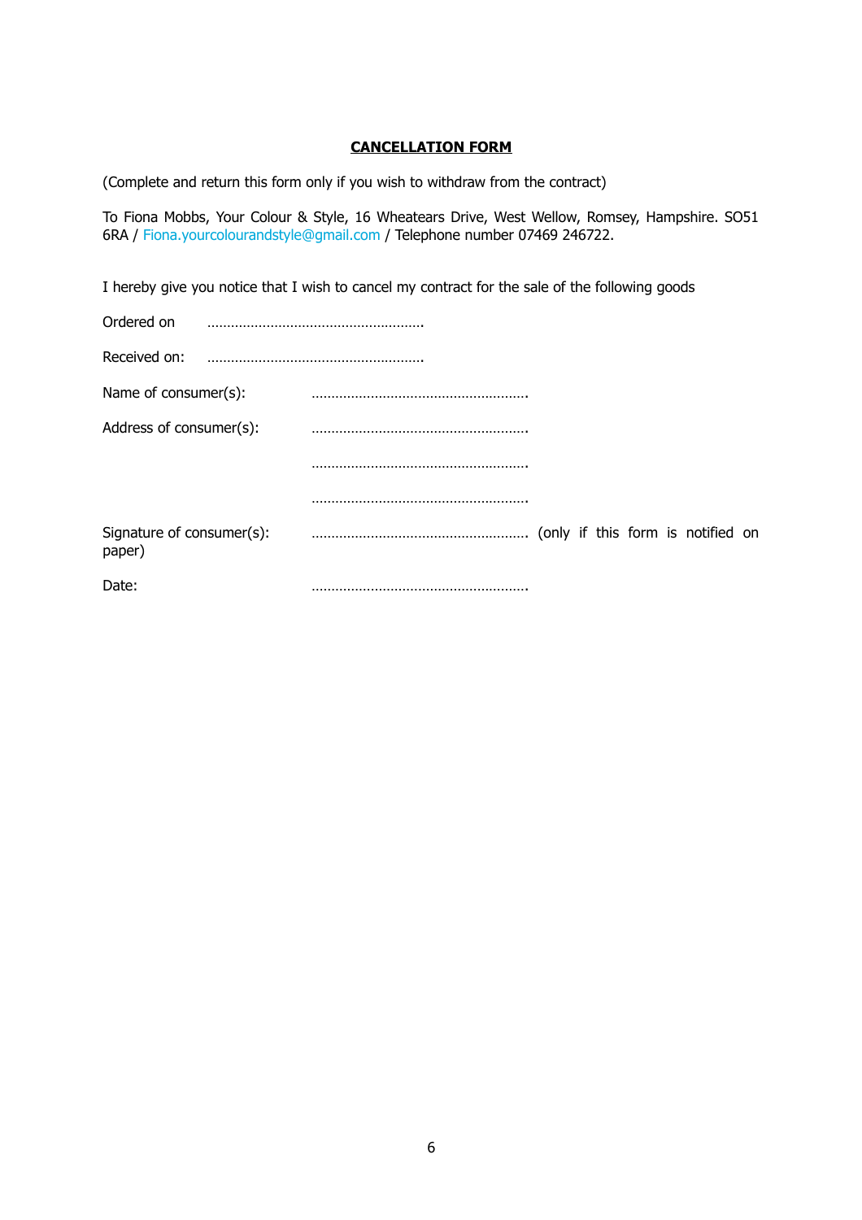**CANCELLATION FORM**

(Complete and return this form only if you wish to withdraw from the contract)

To Fiona Mobbs, Your Colour & Style, 16 Wheatears Drive, West Wellow, Romsey, Hampshire. SO51 6RA / Fiona.yourcolourandstyle@gmail.com / Telephone number 07469 246722.

I hereby give you notice that I wish to cancel my contract for the sale of the following goods

Ordered on ……………………………………………….

Received on: ……………………………………………….

Name of consumer(s): ……………………………………………….

Address of consumer(s): ……………………………………………….

……………………………………………….

……………………………………………….

Signature of consumer(s): ………………………………………………. (only if this form is notified on paper)

Date: ……………………………………………….